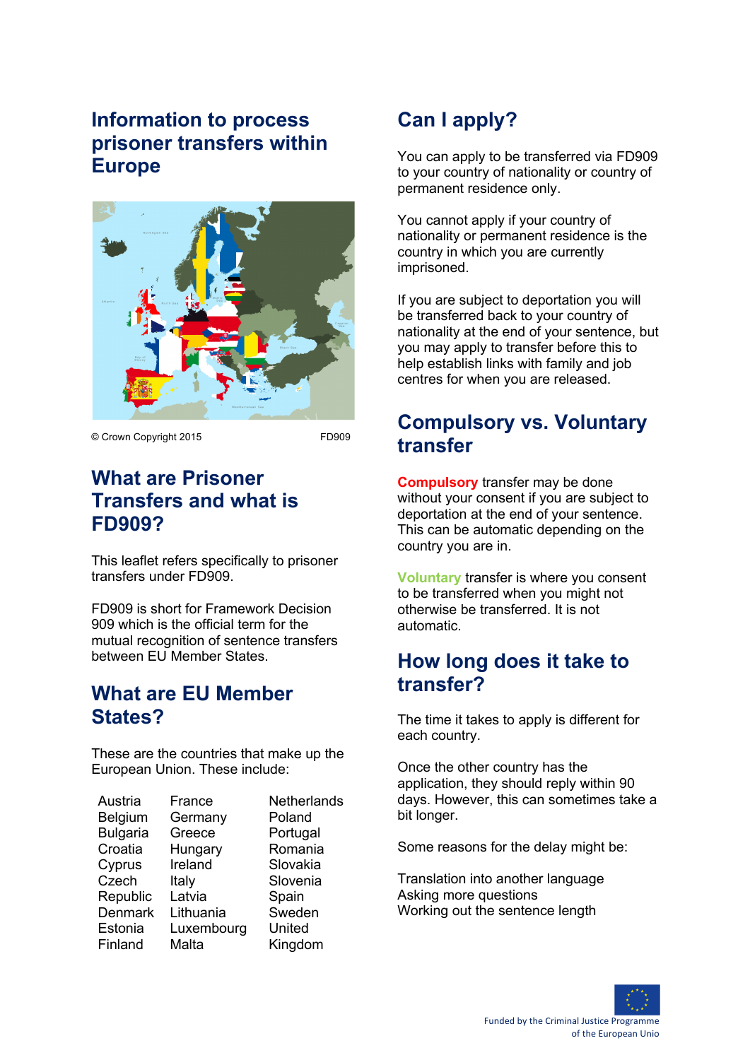# Information to process prisoner transfers within Europe

© Crown Copyright 2015 FD909

## What are Prisoner Transfers and what is FD909?

This leaflet refers specifically to prisoner transfers under FD909.

FD909 is short for Framework Decision 909 which is the official term for the mutual recognition of sentence transfers between EU Member States.

## What are EU Member States?

These are the countries that make up the European Union. These include:

| | | |
|---|---|---|
| Austria | France | Netherlands |
| Belgium | Germany | Poland |
| Bulgaria | Greece | Portugal |
| Croatia | Hungary | Romania |
| Cyprus | Ireland | Slovakia |
| Czech Republic | Italy | Slovenia |
| Denmark | Latvia | Spain |
| Estonia | Lithuania | Sweden |
| Finland | Luxembourg | United Kingdom |
| | Malta | |

## Can I apply?

You can apply to be transferred via FD909 to your country of nationality or country of permanent residence only.

You cannot apply if your country of nationality or permanent residence is the country in which you are currently imprisoned.

If you are subject to deportation you will be transferred back to your country of nationality at the end of your sentence, but you may apply to transfer before this to help establish links with family and job centres for when you are released.

## Compulsory vs. Voluntary transfer

**Compulsory** transfer may be done without your consent if you are subject to deportation at the end of your sentence. This can be automatic depending on the country you are in.

**Voluntary** transfer is where you consent to be transferred when you might not otherwise be transferred. It is not automatic.

## How long does it take to transfer?

The time it takes to apply is different for each country.

Once the other country has the application, they should reply within 90 days. However, this can sometimes take a bit longer.

Some reasons for the delay might be:

Translation into another language
Asking more questions
Working out the sentence length

Funded by the Criminal Justice Programme of the European Unio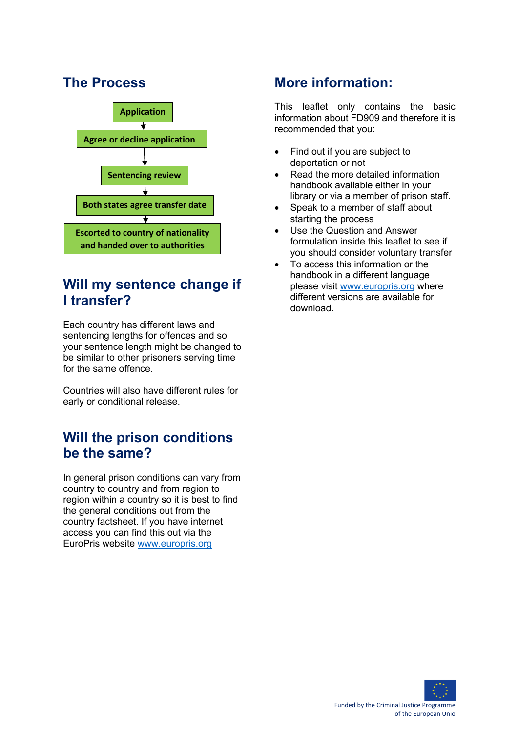## The Process

Application

Agree or decline application

Sentencing review

Both states agree transfer date

Escorted to country of nationality and handed over to authorities

## Will my sentence change if I transfer?

Each country has different laws and sentencing lengths for offences and so your sentence length might be changed to be similar to other prisoners serving time for the same offence.

Countries will also have different rules for early or conditional release.

## Will the prison conditions be the same?

In general prison conditions can vary from country to country and from region to region within a country so it is best to find the general conditions out from the country factsheet. If you have internet access you can find this out via the EuroPris website www.europris.org

## More information:

This leaflet only contains the basic information about FD909 and therefore it is recommended that you:

- Find out if you are subject to deportation or not
- Read the more detailed information handbook available either in your library or via a member of prison staff.
- Speak to a member of staff about starting the process
- Use the Question and Answer formulation inside this leaflet to see if you should consider voluntary transfer
- To access this information or the handbook in a different language please visit www.europris.org where different versions are available for download.

Funded by the Criminal Justice Programme of the European Unio